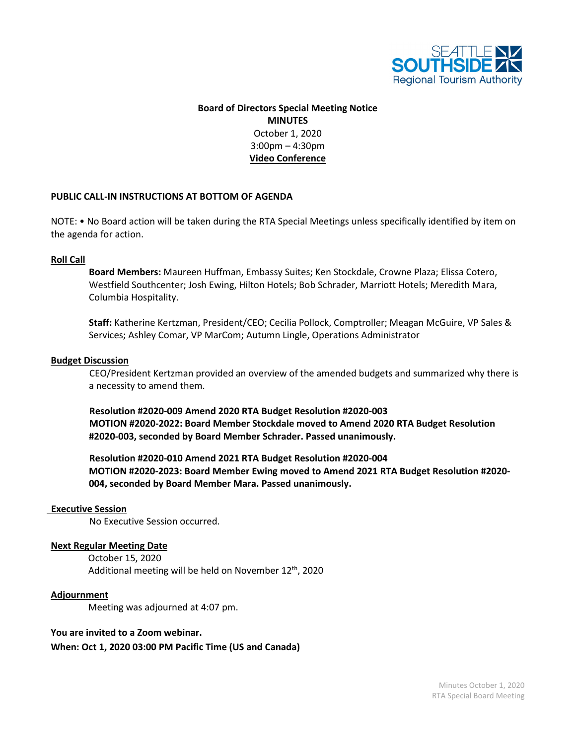SEATTLE SOUTHSIDE Regional Tourism Authority

**Board of Directors Special Meeting Notice**
**MINUTES**
October 1, 2020
3:00pm – 4:30pm
**Video Conference**

**PUBLIC CALL-IN INSTRUCTIONS AT BOTTOM OF AGENDA**

NOTE: • No Board action will be taken during the RTA Special Meetings unless specifically identified by item on the agenda for action.

## Roll Call

**Board Members:** Maureen Huffman, Embassy Suites; Ken Stockdale, Crowne Plaza; Elissa Cotero, Westfield Southcenter; Josh Ewing, Hilton Hotels; Bob Schrader, Marriott Hotels; Meredith Mara, Columbia Hospitality.

**Staff:** Katherine Kertzman, President/CEO; Cecilia Pollock, Comptroller; Meagan McGuire, VP Sales & Services; Ashley Comar, VP MarCom; Autumn Lingle, Operations Administrator

## Budget Discussion

CEO/President Kertzman provided an overview of the amended budgets and summarized why there is a necessity to amend them.

**Resolution #2020-009 Amend 2020 RTA Budget Resolution #2020-003**
**MOTION #2020-2022: Board Member Stockdale moved to Amend 2020 RTA Budget Resolution #2020-003, seconded by Board Member Schrader. Passed unanimously.**

**Resolution #2020-010 Amend 2021 RTA Budget Resolution #2020-004**
**MOTION #2020-2023: Board Member Ewing moved to Amend 2021 RTA Budget Resolution #2020-004, seconded by Board Member Mara. Passed unanimously.**

## Executive Session

No Executive Session occurred.

## Next Regular Meeting Date

October 15, 2020
Additional meeting will be held on November 12th, 2020

## Adjournment

Meeting was adjourned at 4:07 pm.

**You are invited to a Zoom webinar.**
**When: Oct 1, 2020 03:00 PM Pacific Time (US and Canada)**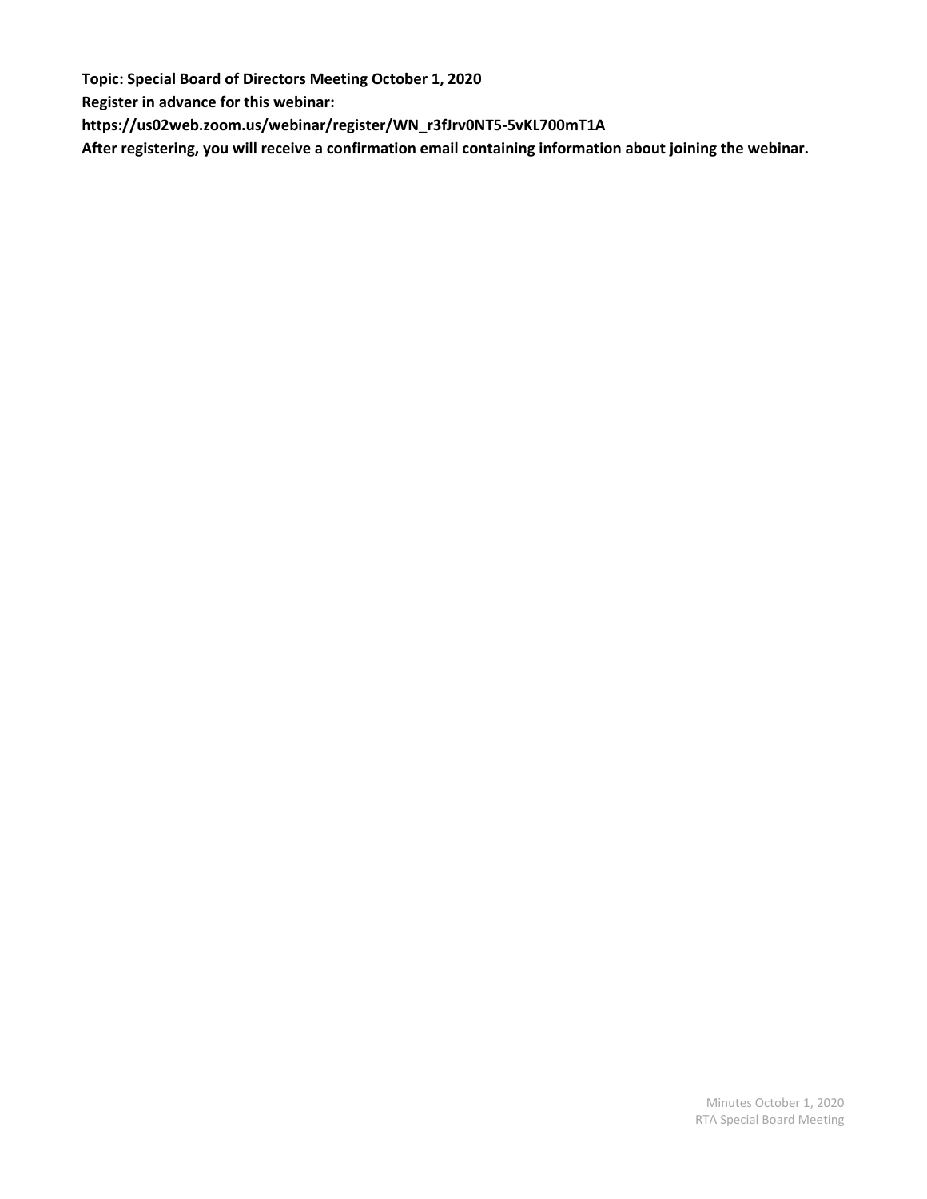**Topic: Special Board of Directors Meeting October 1, 2020**

**Register in advance for this webinar:**

**https://us02web.zoom.us/webinar/register/WN_r3fJrv0NT5-5vKL700mT1A**

**After registering, you will receive a confirmation email containing information about joining the webinar.**